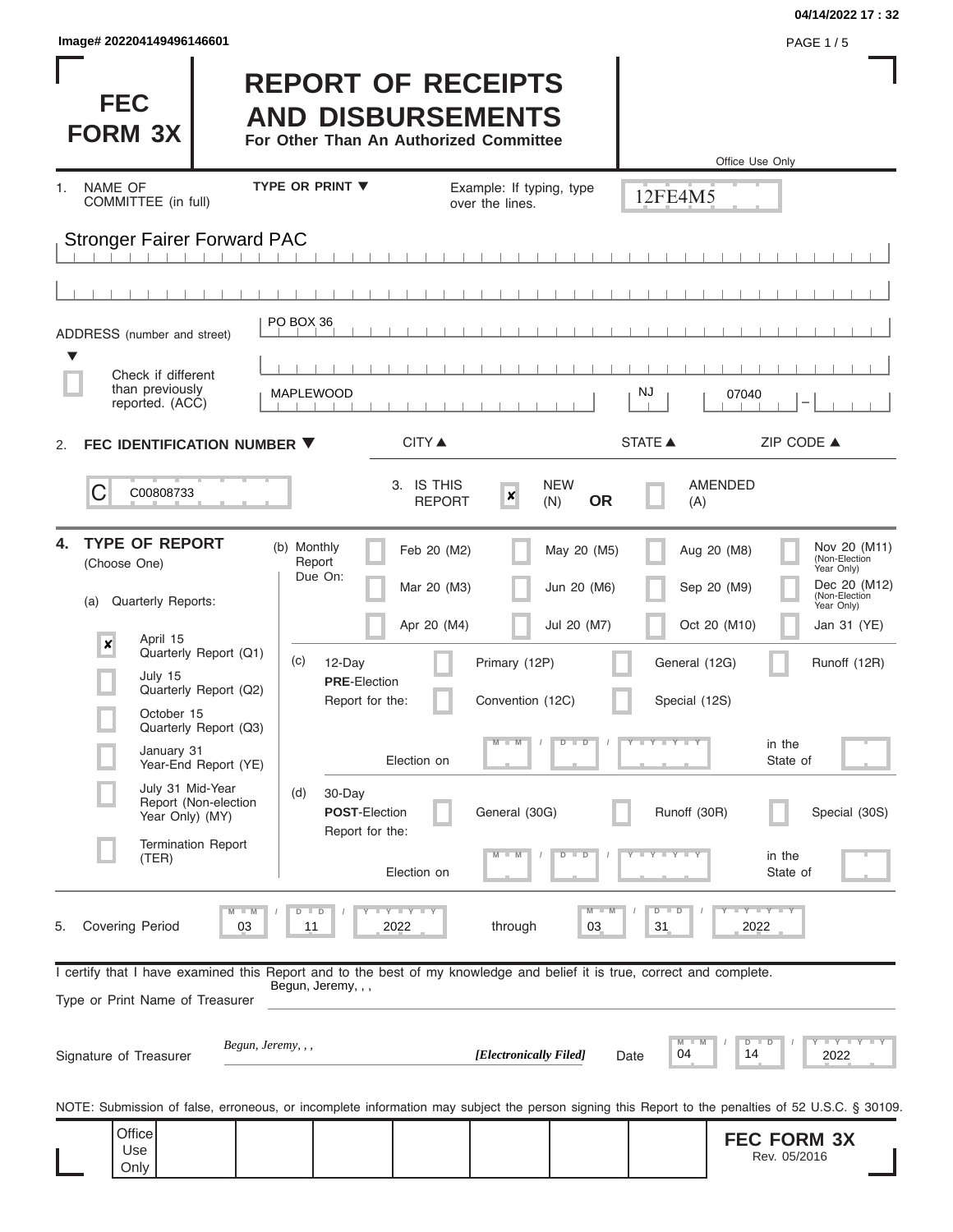04/14/2022 17 : 32

Image# 202204149496146601

# FEC FORM 3X

# REPORT OF RECEIPTS AND DISBURSEMENTS

**For Other Than An Authorized Committee**

Office Use Only

12FE4M5

1. NAME OF COMMITTEE (in full) — TYPE OR PRINT ▼ — Example: If typing, type over the lines.

Stronger Fairer Forward PAC

ADDRESS (number and street)

PO BOX 36

☐ Check if different than previously reported. (ACC)

MAPLEWOOD | NJ | 07040

CITY ▲ | STATE ▲ | ZIP CODE ▲

2. **FEC IDENTIFICATION NUMBER ▼**

C C00808733

3. IS THIS REPORT ☒ NEW (N) **OR** ☐ AMENDED (A)

4. **TYPE OF REPORT** (Choose One)

(a) Quarterly Reports:

- ☒ April 15 Quarterly Report (Q1)
- ☐ July 15 Quarterly Report (Q2)
- ☐ October 15 Quarterly Report (Q3)
- ☐ January 31 Year-End Report (YE)
- ☐ July 31 Mid-Year Report (Non-election Year Only) (MY)
- ☐ Termination Report (TER)

(b) Monthly Report Due On:

| | | | |
|---|---|---|---|
| ☐ Feb 20 (M2) | ☐ May 20 (M5) | ☐ Aug 20 (M8) | ☐ Nov 20 (M11) (Non-Election Year Only) |
| ☐ Mar 20 (M3) | ☐ Jun 20 (M6) | ☐ Sep 20 (M9) | ☐ Dec 20 (M12) (Non-Election Year Only) |
| ☐ Apr 20 (M4) | ☐ Jul 20 (M7) | ☐ Oct 20 (M10) | ☐ Jan 31 (YE) |

(c) 12-Day **PRE**-Election Report for the: ☐ Primary (12P) ☐ General (12G) ☐ Runoff (12R) ☐ Convention (12C) ☐ Special (12S)

Election on MM / DD / YYYY in the State of

(d) 30-Day **POST**-Election Report for the: ☐ General (30G) ☐ Runoff (30R) ☐ Special (30S)

Election on MM / DD / YYYY in the State of

5. Covering Period 03 / 11 / 2022 through 03 / 31 / 2022

I certify that I have examined this Report and to the best of my knowledge and belief it is true, correct and complete.

Type or Print Name of Treasurer: Begun, Jeremy, , ,

Signature of Treasurer: *Begun, Jeremy, , ,* *[Electronically Filed]* Date 04 / 14 / 2022

NOTE: Submission of false, erroneous, or incomplete information may subject the person signing this Report to the penalties of 52 U.S.C. § 30109.

Office Use Only

**FEC FORM 3X**
Rev. 05/2016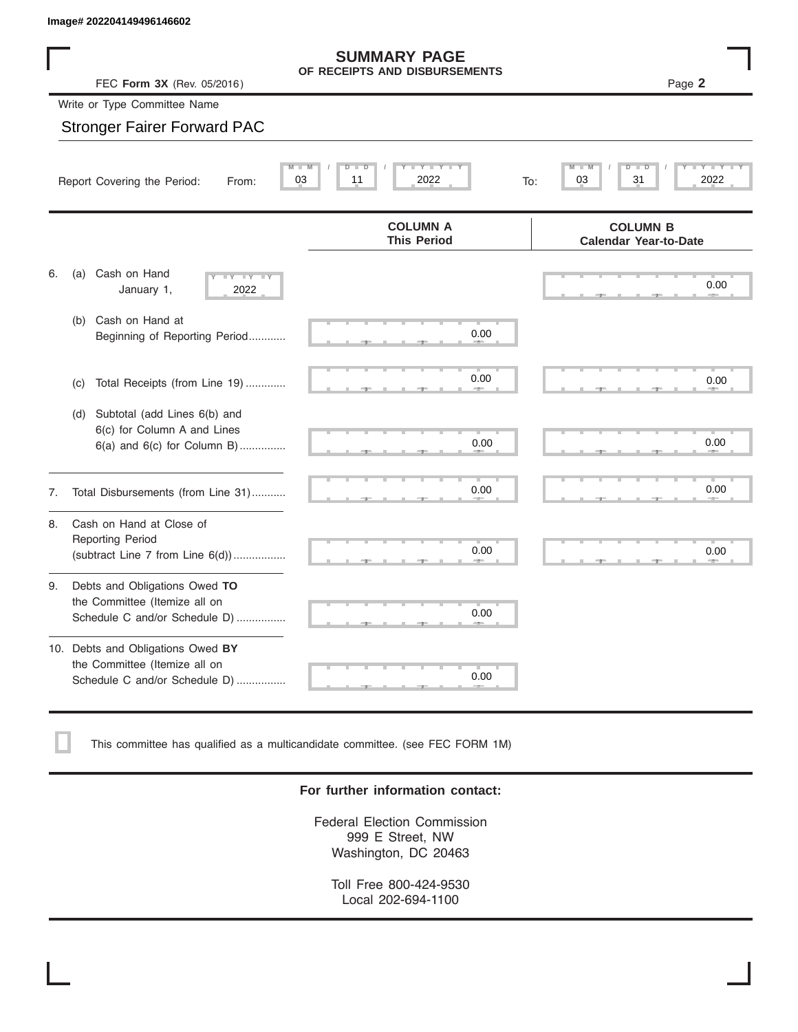Image# 202204149496146602

# SUMMARY PAGE
## OF RECEIPTS AND DISBURSEMENTS

FEC **Form 3X** (Rev. 05/2016)

Write or Type Committee Name

Stronger Fairer Forward PAC

Report Covering the Period: From: 03 / 11 / 2022 To: 03 / 31 / 2022

| | COLUMN A This Period | COLUMN B Calendar Year-to-Date |
|---|---|---|
| 6. (a) Cash on Hand January 1, 2022 | | 0.00 |
| (b) Cash on Hand at Beginning of Reporting Period | 0.00 | |
| (c) Total Receipts (from Line 19) | 0.00 | 0.00 |
| (d) Subtotal (add Lines 6(b) and 6(c) for Column A and Lines 6(a) and 6(c) for Column B) | 0.00 | 0.00 |
| 7. Total Disbursements (from Line 31) | 0.00 | 0.00 |
| 8. Cash on Hand at Close of Reporting Period (subtract Line 7 from Line 6(d)) | 0.00 | 0.00 |
| 9. Debts and Obligations Owed **TO** the Committee (Itemize all on Schedule C and/or Schedule D) | 0.00 | |
| 10. Debts and Obligations Owed **BY** the Committee (Itemize all on Schedule C and/or Schedule D) | 0.00 | |

☐ This committee has qualified as a multicandidate committee. (see FEC FORM 1M)

**For further information contact:**

Federal Election Commission
999 E Street, NW
Washington, DC 20463

Toll Free 800-424-9530
Local 202-694-1100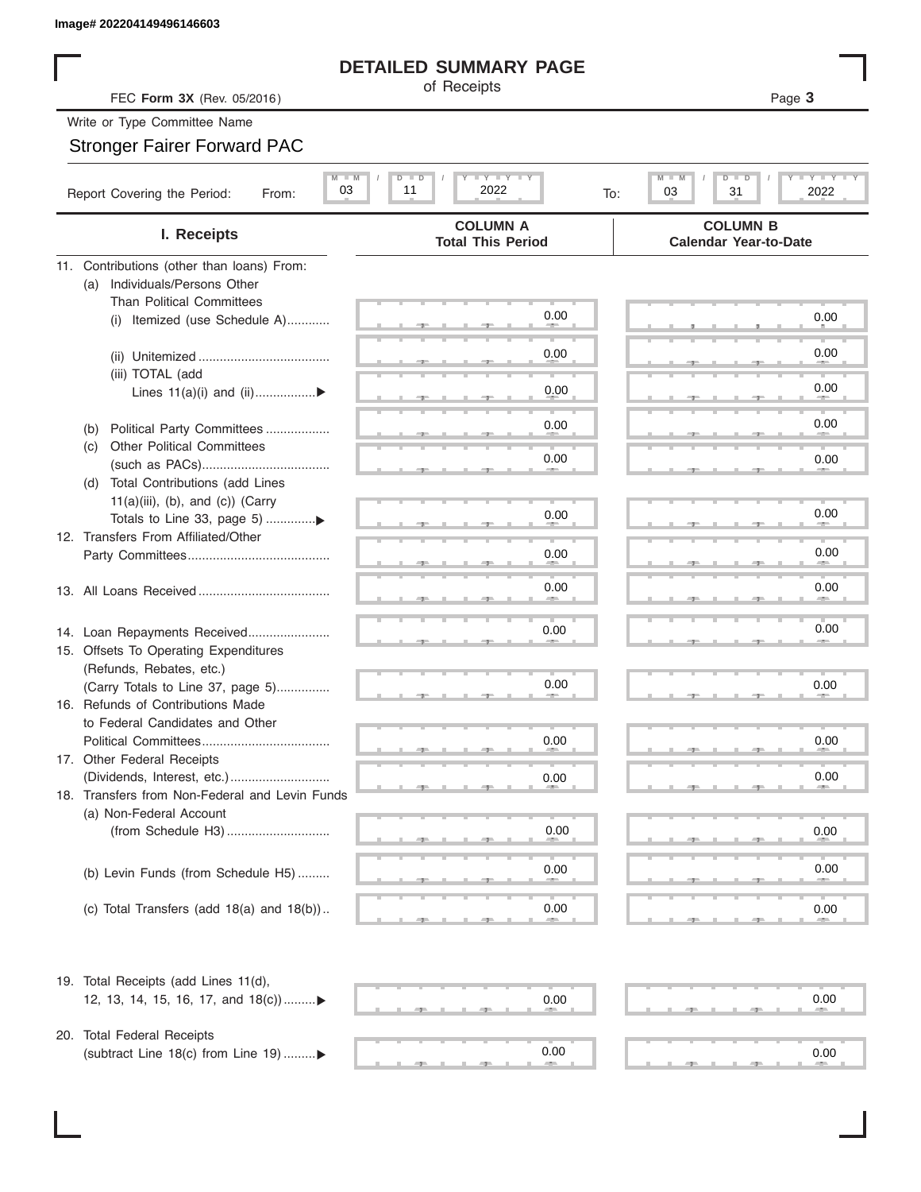Image# 202204149496146603

# DETAILED SUMMARY PAGE

of Receipts

FEC **Form 3X** (Rev. 05/2016)

Write or Type Committee Name

Stronger Fairer Forward PAC

Report Covering the Period: From: 03 / 11 / 2022 To: 03 / 31 / 2022

| I. Receipts | COLUMN A Total This Period | COLUMN B Calendar Year-to-Date |
|---|---|---|
| 11. Contributions (other than loans) From: | | |
| (a) Individuals/Persons Other Than Political Committees (i) Itemized (use Schedule A) | 0.00 | 0.00 |
| (ii) Unitemized | 0.00 | 0.00 |
| (iii) TOTAL (add Lines 11(a)(i) and (ii) | 0.00 | 0.00 |
| (b) Political Party Committees | 0.00 | 0.00 |
| (c) Other Political Committees (such as PACs) | 0.00 | 0.00 |
| (d) Total Contributions (add Lines 11(a)(iii), (b), and (c)) (Carry Totals to Line 33, page 5) | 0.00 | 0.00 |
| 12. Transfers From Affiliated/Other Party Committees | 0.00 | 0.00 |
| 13. All Loans Received | 0.00 | 0.00 |
| 14. Loan Repayments Received | 0.00 | 0.00 |
| 15. Offsets To Operating Expenditures (Refunds, Rebates, etc.) (Carry Totals to Line 37, page 5) | 0.00 | 0.00 |
| 16. Refunds of Contributions Made to Federal Candidates and Other Political Committees | 0.00 | 0.00 |
| 17. Other Federal Receipts (Dividends, Interest, etc.) | 0.00 | 0.00 |
| 18. Transfers from Non-Federal and Levin Funds | | |
| (a) Non-Federal Account (from Schedule H3) | 0.00 | 0.00 |
| (b) Levin Funds (from Schedule H5) | 0.00 | 0.00 |
| (c) Total Transfers (add 18(a) and 18(b)) | 0.00 | 0.00 |
| 19. Total Receipts (add Lines 11(d), 12, 13, 14, 15, 16, 17, and 18(c)) | 0.00 | 0.00 |
| 20. Total Federal Receipts (subtract Line 18(c) from Line 19) | 0.00 | 0.00 |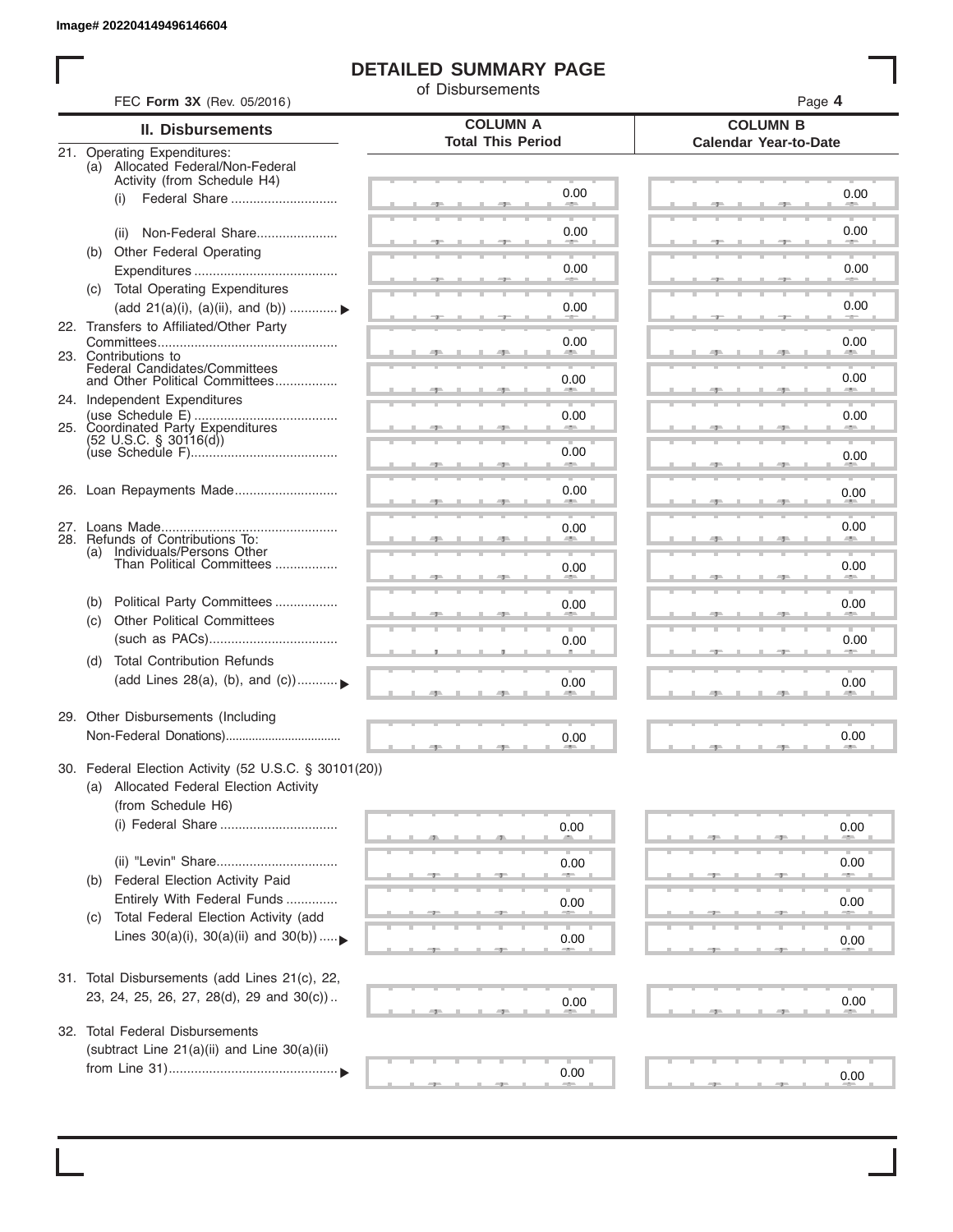Image# 202204149496146604

# DETAILED SUMMARY PAGE

of Disbursements

FEC **Form 3X** (Rev. 05/2016)

| II. Disbursements | COLUMN A Total This Period | COLUMN B Calendar Year-to-Date |
|---|---|---|
| 21. Operating Expenditures: | | |
| (a) Allocated Federal/Non-Federal Activity (from Schedule H4) | | |
| (i) Federal Share | 0.00 | 0.00 |
| (ii) Non-Federal Share | 0.00 | 0.00 |
| (b) Other Federal Operating Expenditures | 0.00 | 0.00 |
| (c) Total Operating Expenditures (add 21(a)(i), (a)(ii), and (b)) ▶ | 0.00 | 0.00 |
| 22. Transfers to Affiliated/Other Party Committees | 0.00 | 0.00 |
| 23. Contributions to Federal Candidates/Committees and Other Political Committees | 0.00 | 0.00 |
| 24. Independent Expenditures (use Schedule E) | 0.00 | 0.00 |
| 25. Coordinated Party Expenditures (52 U.S.C. § 30116(d)) (use Schedule F) | 0.00 | 0.00 |
| 26. Loan Repayments Made | 0.00 | 0.00 |
| 27. Loans Made | 0.00 | 0.00 |
| 28. Refunds of Contributions To: | | |
| (a) Individuals/Persons Other Than Political Committees | 0.00 | 0.00 |
| (b) Political Party Committees | 0.00 | 0.00 |
| (c) Other Political Committees (such as PACs) | 0.00 | 0.00 |
| (d) Total Contribution Refunds (add Lines 28(a), (b), and (c)) ▶ | 0.00 | 0.00 |
| 29. Other Disbursements (Including Non-Federal Donations) | 0.00 | 0.00 |
| 30. Federal Election Activity (52 U.S.C. § 30101(20)) | | |
| (a) Allocated Federal Election Activity (from Schedule H6) | | |
| (i) Federal Share | 0.00 | 0.00 |
| (ii) "Levin" Share | 0.00 | 0.00 |
| (b) Federal Election Activity Paid Entirely With Federal Funds | 0.00 | 0.00 |
| (c) Total Federal Election Activity (add Lines 30(a)(i), 30(a)(ii) and 30(b)) ▶ | 0.00 | 0.00 |
| 31. Total Disbursements (add Lines 21(c), 22, 23, 24, 25, 26, 27, 28(d), 29 and 30(c)) | 0.00 | 0.00 |
| 32. Total Federal Disbursements (subtract Line 21(a)(ii) and Line 30(a)(ii) from Line 31) ▶ | 0.00 | 0.00 |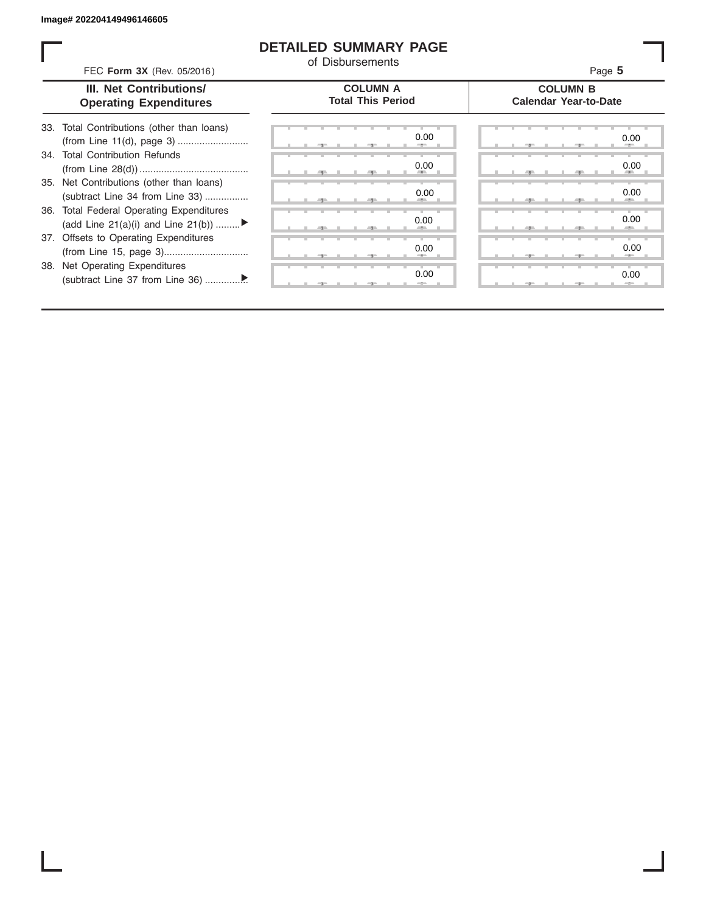Image# 202204149496146605

# DETAILED SUMMARY PAGE

of Disbursements

FEC **Form 3X** (Rev. 05/2016) Page **5**

| III. Net Contributions/ Operating Expenditures | COLUMN A Total This Period | COLUMN B Calendar Year-to-Date |
|---|---|---|
| 33. Total Contributions (other than loans) (from Line 11(d), page 3) .......................... | 0.00 | 0.00 |
| 34. Total Contribution Refunds (from Line 28(d)) ........................................ | 0.00 | 0.00 |
| 35. Net Contributions (other than loans) (subtract Line 34 from Line 33) ................ | 0.00 | 0.00 |
| 36. Total Federal Operating Expenditures (add Line 21(a)(i) and Line 21(b)) .........▶ | 0.00 | 0.00 |
| 37. Offsets to Operating Expenditures (from Line 15, page 3)............................... | 0.00 | 0.00 |
| 38. Net Operating Expenditures (subtract Line 37 from Line 36) ...............▶ | 0.00 | 0.00 |